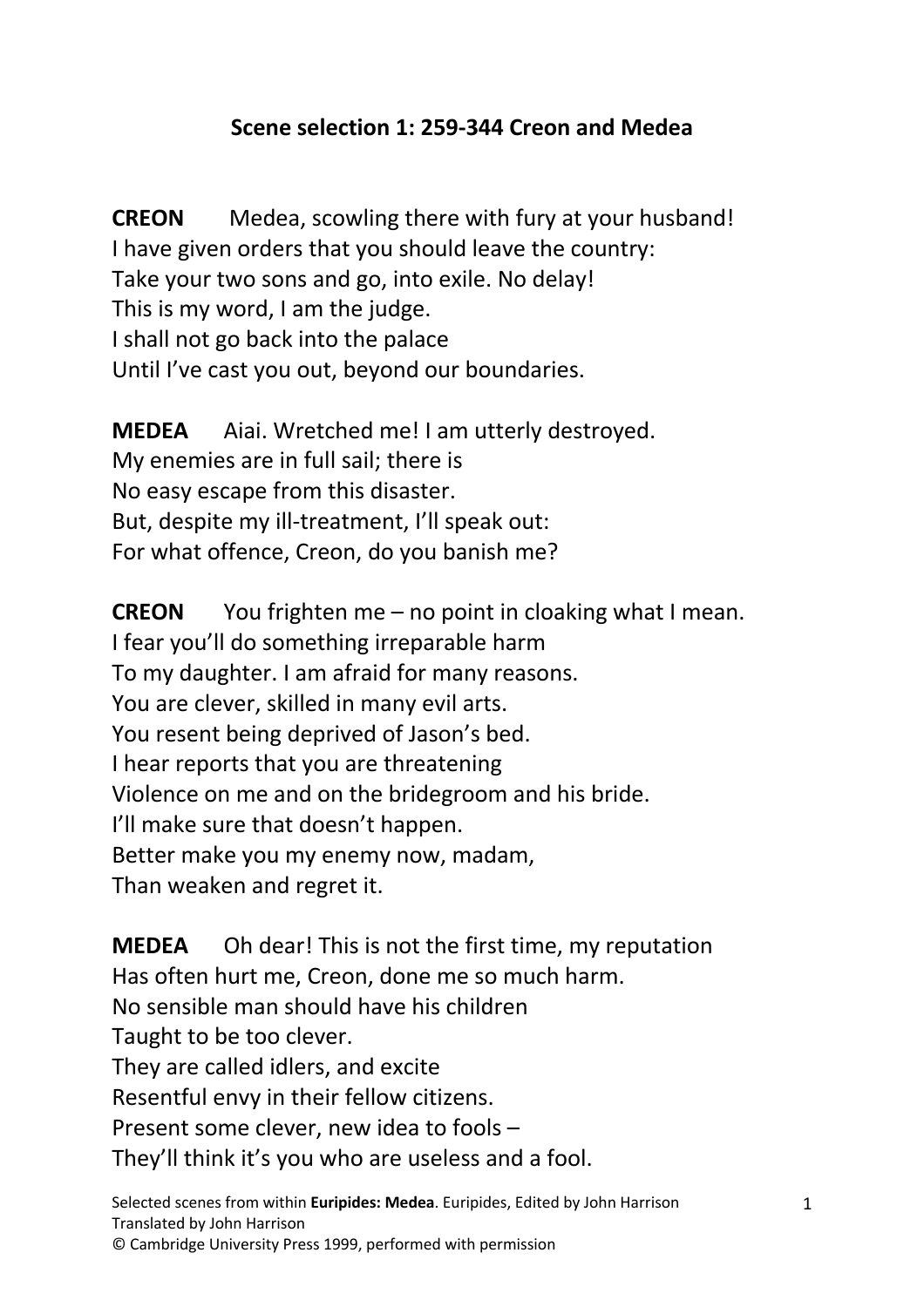## Scene selection 1: 259-344 Creon and Medea

**CREON** Medea, scowling there with fury at your husband!
I have given orders that you should leave the country:
Take your two sons and go, into exile. No delay!
This is my word, I am the judge.
I shall not go back into the palace
Until I've cast you out, beyond our boundaries.

**MEDEA** Aiai. Wretched me! I am utterly destroyed.
My enemies are in full sail; there is
No easy escape from this disaster.
But, despite my ill-treatment, I'll speak out:
For what offence, Creon, do you banish me?

**CREON** You frighten me – no point in cloaking what I mean.
I fear you'll do something irreparable harm
To my daughter. I am afraid for many reasons.
You are clever, skilled in many evil arts.
You resent being deprived of Jason's bed.
I hear reports that you are threatening
Violence on me and on the bridegroom and his bride.
I'll make sure that doesn't happen.
Better make you my enemy now, madam,
Than weaken and regret it.

**MEDEA** Oh dear! This is not the first time, my reputation
Has often hurt me, Creon, done me so much harm.
No sensible man should have his children
Taught to be too clever.
They are called idlers, and excite
Resentful envy in their fellow citizens.
Present some clever, new idea to fools –
They'll think it's you who are useless and a fool.

Selected scenes from within **Euripides: Medea**. Euripides, Edited by John Harrison
Translated by John Harrison
© Cambridge University Press 1999, performed with permission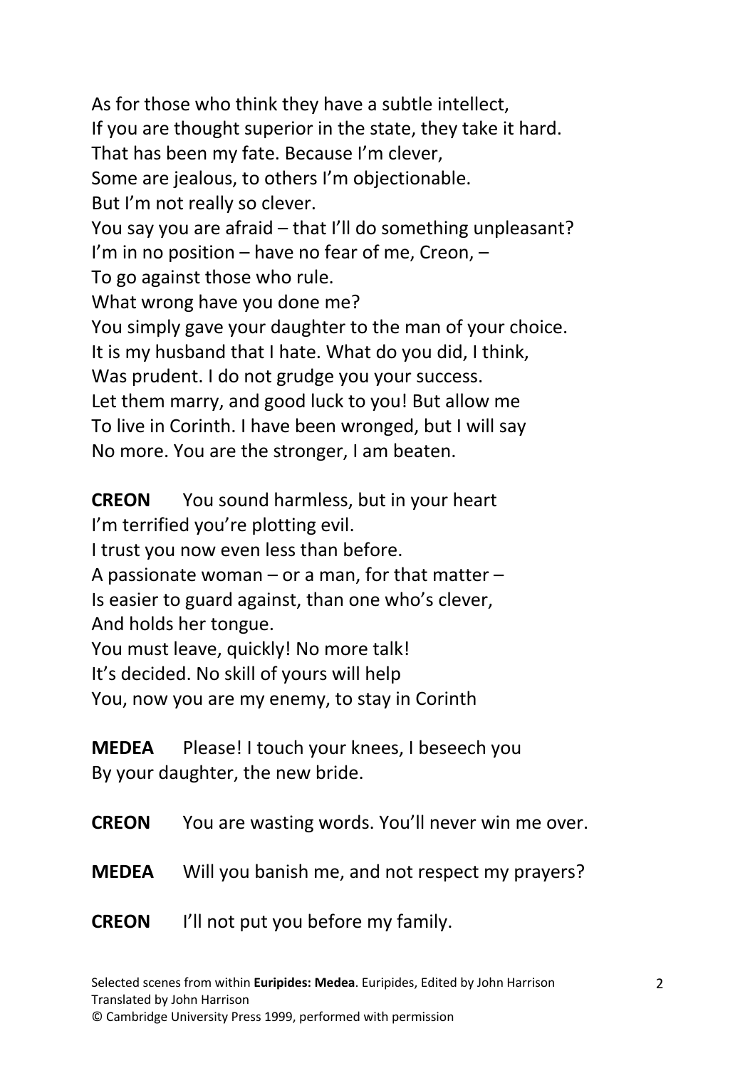As for those who think they have a subtle intellect,
If you are thought superior in the state, they take it hard.
That has been my fate. Because I'm clever,
Some are jealous, to others I'm objectionable.
But I'm not really so clever.
You say you are afraid – that I'll do something unpleasant?
I'm in no position – have no fear of me, Creon, –
To go against those who rule.
What wrong have you done me?
You simply gave your daughter to the man of your choice.
It is my husband that I hate. What do you did, I think,
Was prudent. I do not grudge you your success.
Let them marry, and good luck to you! But allow me
To live in Corinth. I have been wronged, but I will say
No more. You are the stronger, I am beaten.

**CREON** You sound harmless, but in your heart
I'm terrified you're plotting evil.
I trust you now even less than before.
A passionate woman – or a man, for that matter –
Is easier to guard against, than one who's clever,
And holds her tongue.
You must leave, quickly! No more talk!
It's decided. No skill of yours will help
You, now you are my enemy, to stay in Corinth

**MEDEA** Please! I touch your knees, I beseech you
By your daughter, the new bride.

**CREON** You are wasting words. You'll never win me over.

**MEDEA** Will you banish me, and not respect my prayers?

**CREON** I'll not put you before my family.

Selected scenes from within **Euripides: Medea**. Euripides, Edited by John Harrison
Translated by John Harrison
© Cambridge University Press 1999, performed with permission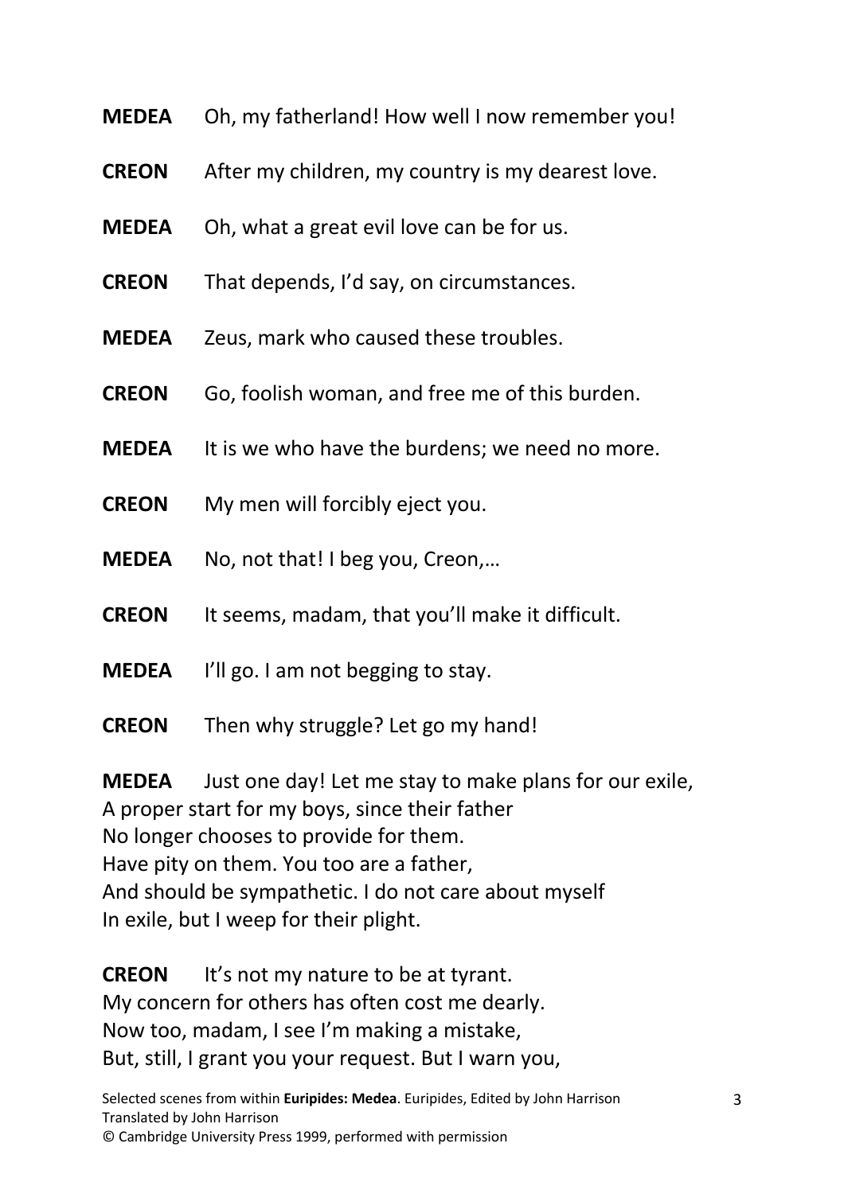**MEDEA** Oh, my fatherland! How well I now remember you!

**CREON** After my children, my country is my dearest love.

**MEDEA** Oh, what a great evil love can be for us.

**CREON** That depends, I'd say, on circumstances.

**MEDEA** Zeus, mark who caused these troubles.

**CREON** Go, foolish woman, and free me of this burden.

**MEDEA** It is we who have the burdens; we need no more.

**CREON** My men will forcibly eject you.

**MEDEA** No, not that! I beg you, Creon,…

**CREON** It seems, madam, that you'll make it difficult.

**MEDEA** I'll go. I am not begging to stay.

**CREON** Then why struggle? Let go my hand!

**MEDEA** Just one day! Let me stay to make plans for our exile,
A proper start for my boys, since their father
No longer chooses to provide for them.
Have pity on them. You too are a father,
And should be sympathetic. I do not care about myself
In exile, but I weep for their plight.

**CREON** It's not my nature to be at tyrant.
My concern for others has often cost me dearly.
Now too, madam, I see I'm making a mistake,
But, still, I grant you your request. But I warn you,

Selected scenes from within **Euripides: Medea**. Euripides, Edited by John Harrison
Translated by John Harrison
© Cambridge University Press 1999, performed with permission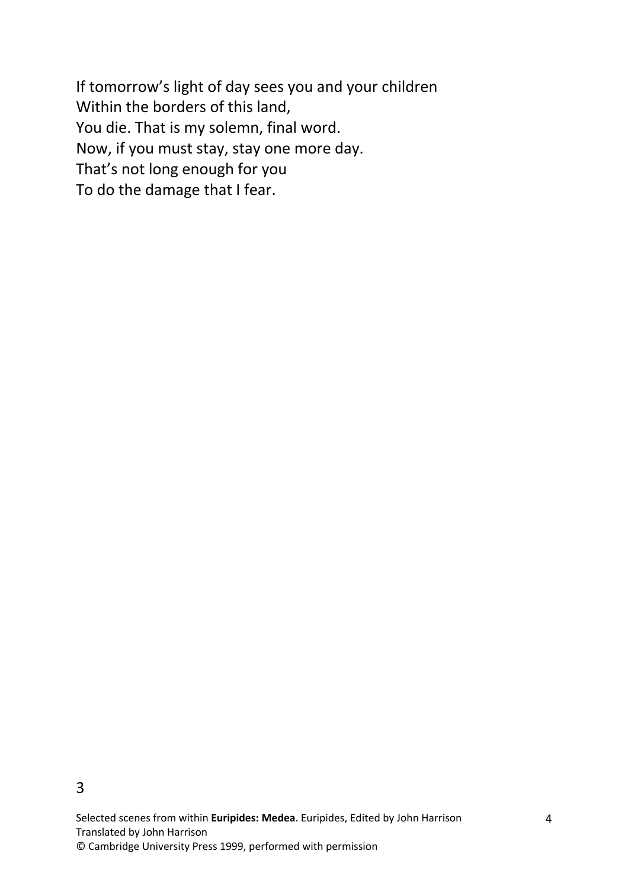If tomorrow's light of day sees you and your children
Within the borders of this land,
You die. That is my solemn, final word.
Now, if you must stay, stay one more day.
That's not long enough for you
To do the damage that I fear.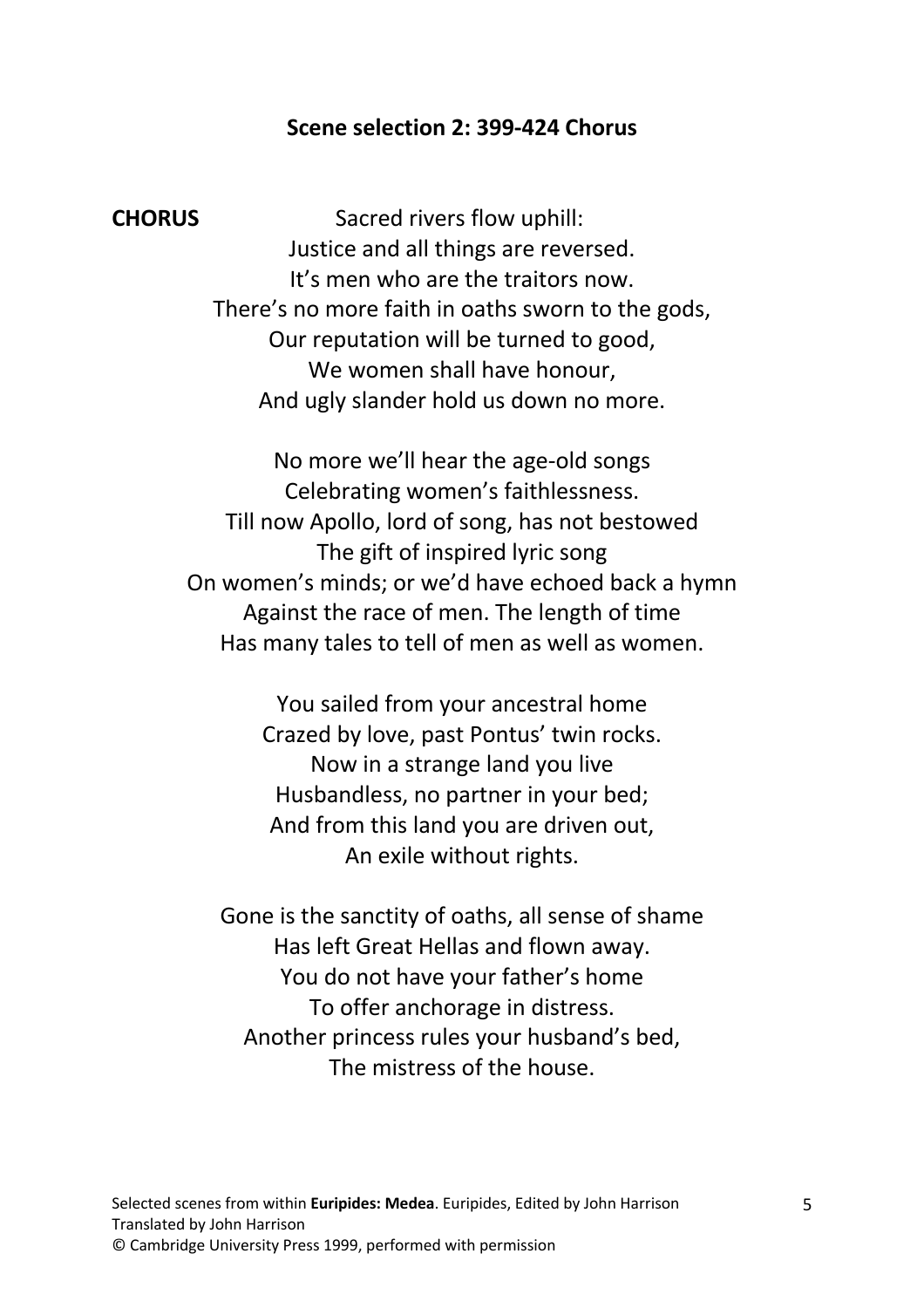### Scene selection 2: 399-424 Chorus

**CHORUS**

Sacred rivers flow uphill:
Justice and all things are reversed.
It's men who are the traitors now.
There's no more faith in oaths sworn to the gods,
Our reputation will be turned to good,
We women shall have honour,
And ugly slander hold us down no more.

No more we'll hear the age-old songs
Celebrating women's faithlessness.
Till now Apollo, lord of song, has not bestowed
The gift of inspired lyric song
On women's minds; or we'd have echoed back a hymn
Against the race of men. The length of time
Has many tales to tell of men as well as women.

You sailed from your ancestral home
Crazed by love, past Pontus' twin rocks.
Now in a strange land you live
Husbandless, no partner in your bed;
And from this land you are driven out,
An exile without rights.

Gone is the sanctity of oaths, all sense of shame
Has left Great Hellas and flown away.
You do not have your father's home
To offer anchorage in distress.
Another princess rules your husband's bed,
The mistress of the house.

Selected scenes from within **Euripides: Medea**. Euripides, Edited by John Harrison
Translated by John Harrison
© Cambridge University Press 1999, performed with permission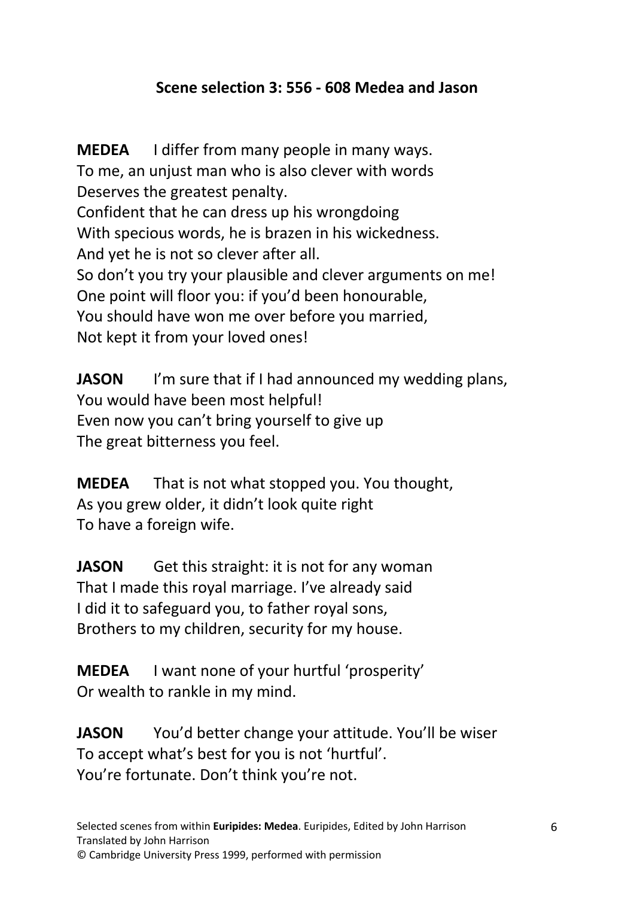### Scene selection 3: 556 - 608 Medea and Jason

**MEDEA** I differ from many people in many ways.
To me, an unjust man who is also clever with words
Deserves the greatest penalty.
Confident that he can dress up his wrongdoing
With specious words, he is brazen in his wickedness.
And yet he is not so clever after all.
So don't you try your plausible and clever arguments on me!
One point will floor you: if you'd been honourable,
You should have won me over before you married,
Not kept it from your loved ones!

**JASON** I'm sure that if I had announced my wedding plans,
You would have been most helpful!
Even now you can't bring yourself to give up
The great bitterness you feel.

**MEDEA** That is not what stopped you. You thought,
As you grew older, it didn't look quite right
To have a foreign wife.

**JASON** Get this straight: it is not for any woman
That I made this royal marriage. I've already said
I did it to safeguard you, to father royal sons,
Brothers to my children, security for my house.

**MEDEA** I want none of your hurtful 'prosperity'
Or wealth to rankle in my mind.

**JASON** You'd better change your attitude. You'll be wiser
To accept what's best for you is not 'hurtful'.
You're fortunate. Don't think you're not.

Selected scenes from within **Euripides: Medea**. Euripides, Edited by John Harrison
Translated by John Harrison
© Cambridge University Press 1999, performed with permission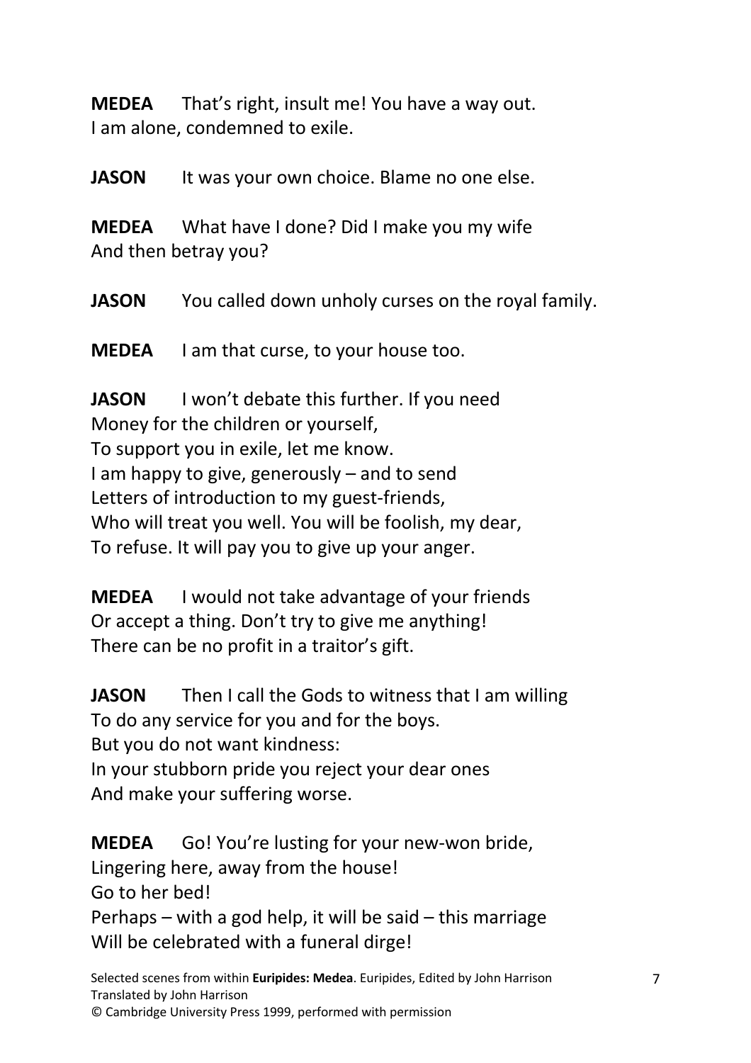**MEDEA** That's right, insult me! You have a way out.
I am alone, condemned to exile.

**JASON** It was your own choice. Blame no one else.

**MEDEA** What have I done? Did I make you my wife
And then betray you?

**JASON** You called down unholy curses on the royal family.

**MEDEA** I am that curse, to your house too.

**JASON** I won't debate this further. If you need
Money for the children or yourself,
To support you in exile, let me know.
I am happy to give, generously – and to send
Letters of introduction to my guest-friends,
Who will treat you well. You will be foolish, my dear,
To refuse. It will pay you to give up your anger.

**MEDEA** I would not take advantage of your friends
Or accept a thing. Don't try to give me anything!
There can be no profit in a traitor's gift.

**JASON** Then I call the Gods to witness that I am willing
To do any service for you and for the boys.
But you do not want kindness:
In your stubborn pride you reject your dear ones
And make your suffering worse.

**MEDEA** Go! You're lusting for your new-won bride,
Lingering here, away from the house!
Go to her bed!
Perhaps – with a god help, it will be said – this marriage
Will be celebrated with a funeral dirge!

Selected scenes from within **Euripides: Medea**. Euripides, Edited by John Harrison
Translated by John Harrison
© Cambridge University Press 1999, performed with permission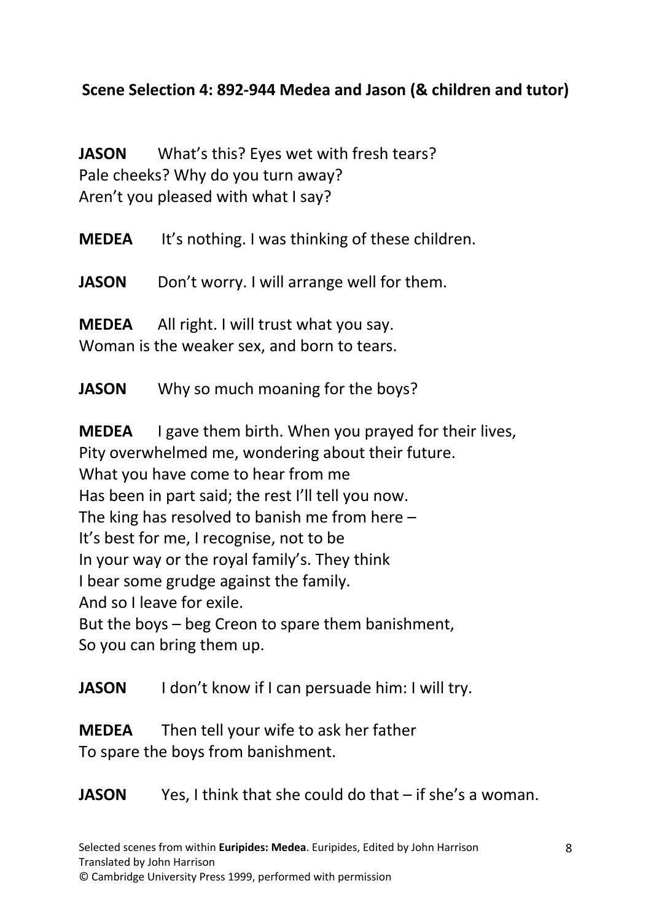**Scene Selection 4: 892-944 Medea and Jason (& children and tutor)**

**JASON** What's this? Eyes wet with fresh tears?
Pale cheeks? Why do you turn away?
Aren't you pleased with what I say?

**MEDEA** It's nothing. I was thinking of these children.

**JASON** Don't worry. I will arrange well for them.

**MEDEA** All right. I will trust what you say.
Woman is the weaker sex, and born to tears.

**JASON** Why so much moaning for the boys?

**MEDEA** I gave them birth. When you prayed for their lives,
Pity overwhelmed me, wondering about their future.
What you have come to hear from me
Has been in part said; the rest I'll tell you now.
The king has resolved to banish me from here –
It's best for me, I recognise, not to be
In your way or the royal family's. They think
I bear some grudge against the family.
And so I leave for exile.
But the boys – beg Creon to spare them banishment,
So you can bring them up.

**JASON** I don't know if I can persuade him: I will try.

**MEDEA** Then tell your wife to ask her father
To spare the boys from banishment.

**JASON** Yes, I think that she could do that – if she's a woman.

Selected scenes from within **Euripides: Medea**. Euripides, Edited by John Harrison
Translated by John Harrison
© Cambridge University Press 1999, performed with permission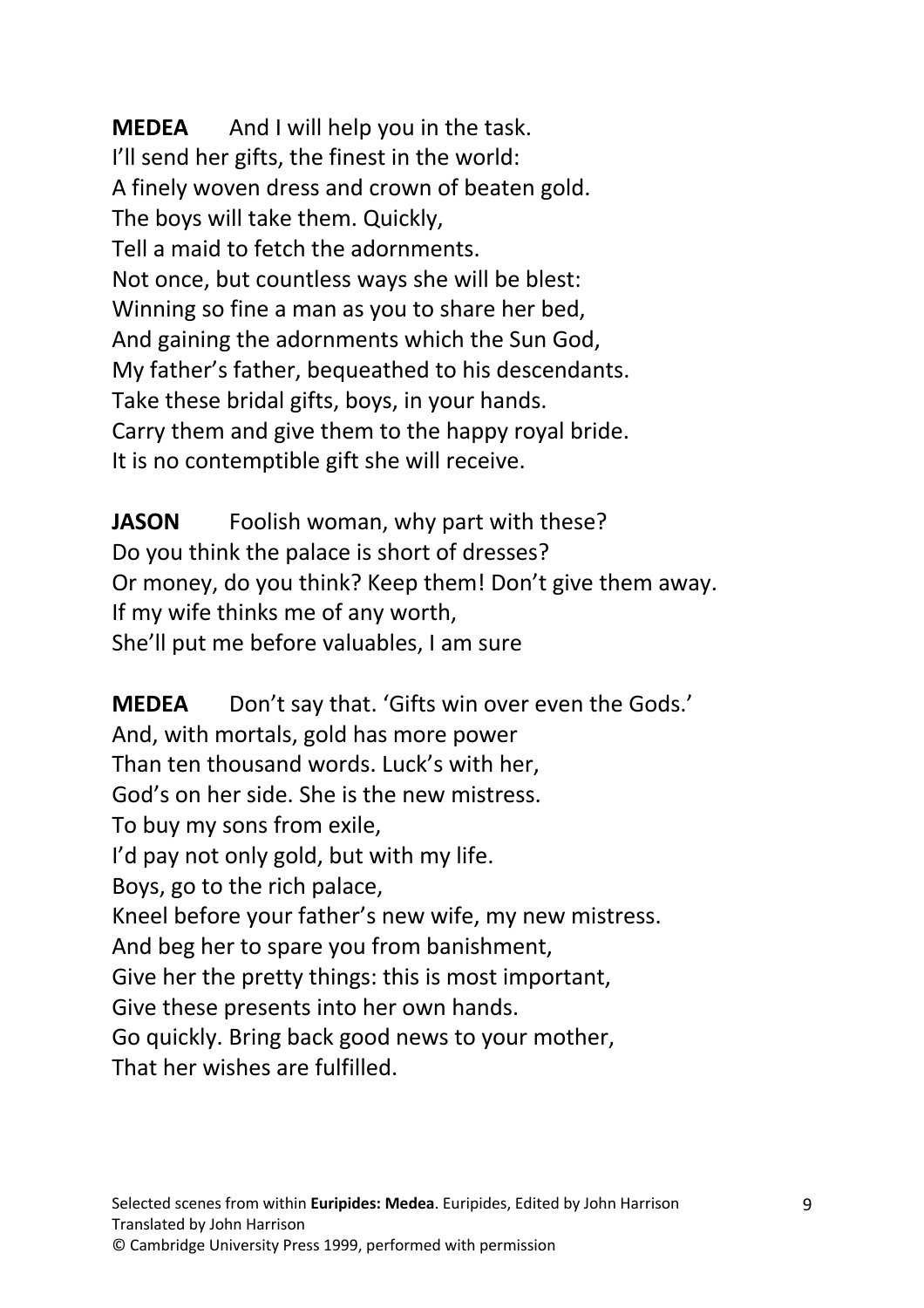**MEDEA** And I will help you in the task.
I'll send her gifts, the finest in the world:
A finely woven dress and crown of beaten gold.
The boys will take them. Quickly,
Tell a maid to fetch the adornments.
Not once, but countless ways she will be blest:
Winning so fine a man as you to share her bed,
And gaining the adornments which the Sun God,
My father's father, bequeathed to his descendants.
Take these bridal gifts, boys, in your hands.
Carry them and give them to the happy royal bride.
It is no contemptible gift she will receive.

**JASON** Foolish woman, why part with these?
Do you think the palace is short of dresses?
Or money, do you think? Keep them! Don't give them away.
If my wife thinks me of any worth,
She'll put me before valuables, I am sure

**MEDEA** Don't say that. 'Gifts win over even the Gods.'
And, with mortals, gold has more power
Than ten thousand words. Luck's with her,
God's on her side. She is the new mistress.
To buy my sons from exile,
I'd pay not only gold, but with my life.
Boys, go to the rich palace,
Kneel before your father's new wife, my new mistress.
And beg her to spare you from banishment,
Give her the pretty things: this is most important,
Give these presents into her own hands.
Go quickly. Bring back good news to your mother,
That her wishes are fulfilled.

Selected scenes from within **Euripides: Medea**. Euripides, Edited by John Harrison
Translated by John Harrison
© Cambridge University Press 1999, performed with permission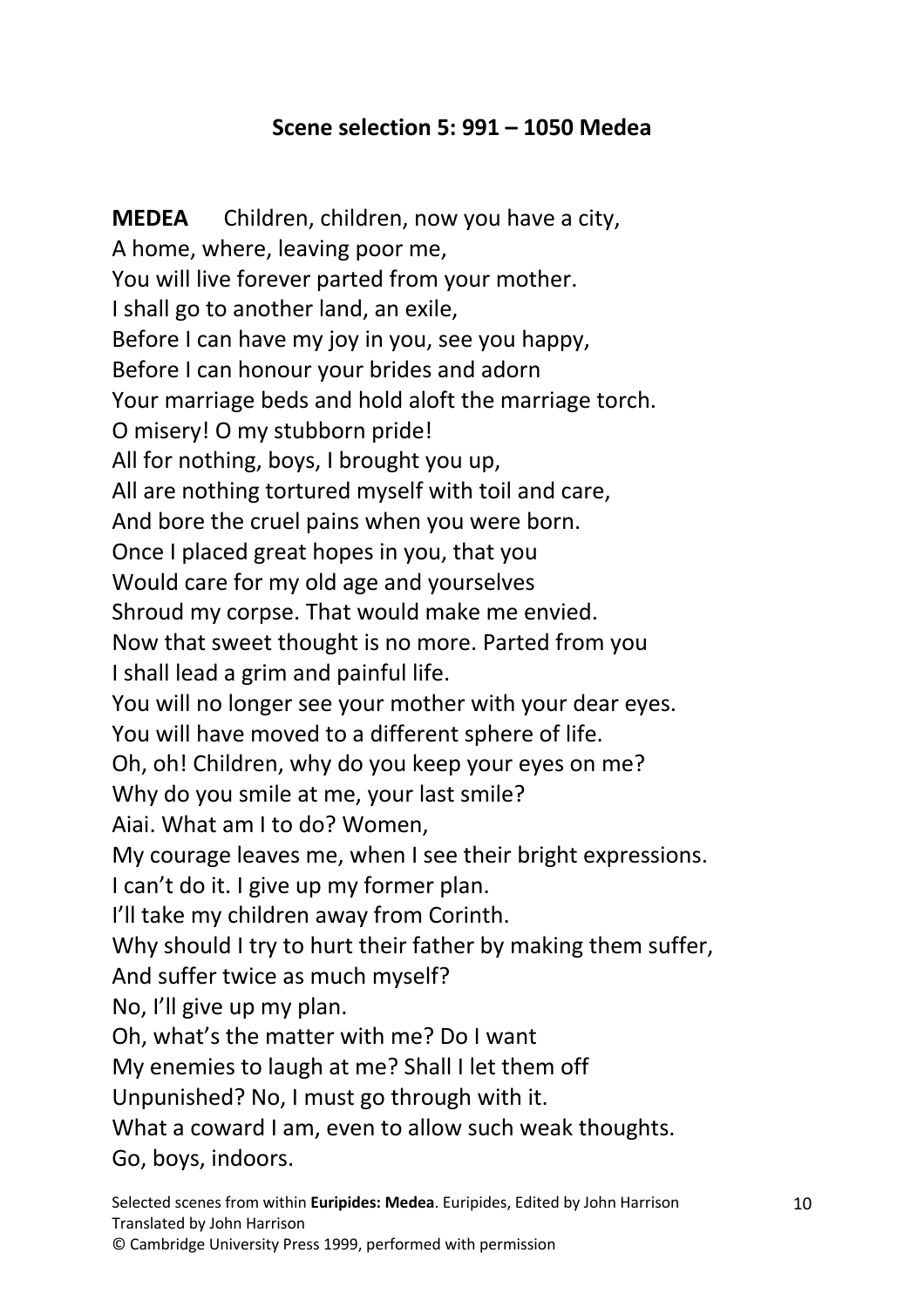## Scene selection 5: 991 – 1050 Medea

**MEDEA** Children, children, now you have a city,
A home, where, leaving poor me,
You will live forever parted from your mother.
I shall go to another land, an exile,
Before I can have my joy in you, see you happy,
Before I can honour your brides and adorn
Your marriage beds and hold aloft the marriage torch.
O misery! O my stubborn pride!
All for nothing, boys, I brought you up,
All are nothing tortured myself with toil and care,
And bore the cruel pains when you were born.
Once I placed great hopes in you, that you
Would care for my old age and yourselves
Shroud my corpse. That would make me envied.
Now that sweet thought is no more. Parted from you
I shall lead a grim and painful life.
You will no longer see your mother with your dear eyes.
You will have moved to a different sphere of life.
Oh, oh! Children, why do you keep your eyes on me?
Why do you smile at me, your last smile?
Aiai. What am I to do? Women,
My courage leaves me, when I see their bright expressions.
I can't do it. I give up my former plan.
I'll take my children away from Corinth.
Why should I try to hurt their father by making them suffer,
And suffer twice as much myself?
No, I'll give up my plan.
Oh, what's the matter with me? Do I want
My enemies to laugh at me? Shall I let them off
Unpunished? No, I must go through with it.
What a coward I am, even to allow such weak thoughts.
Go, boys, indoors.

Selected scenes from within **Euripides: Medea**. Euripides, Edited by John Harrison
Translated by John Harrison
© Cambridge University Press 1999, performed with permission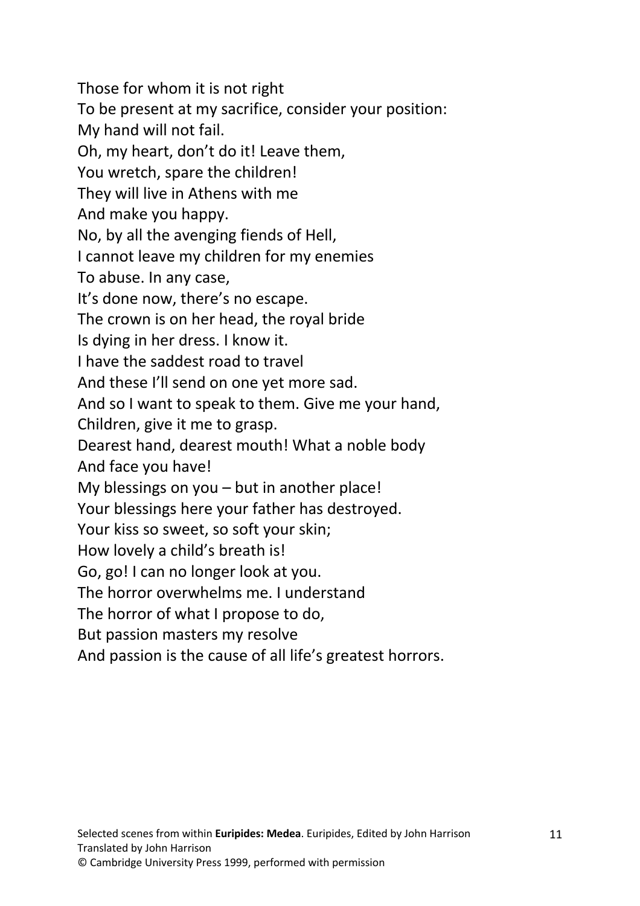Those for whom it is not right  
To be present at my sacrifice, consider your position:  
My hand will not fail.  
Oh, my heart, don't do it! Leave them,  
You wretch, spare the children!  
They will live in Athens with me  
And make you happy.  
No, by all the avenging fiends of Hell,  
I cannot leave my children for my enemies  
To abuse. In any case,  
It's done now, there's no escape.  
The crown is on her head, the royal bride  
Is dying in her dress. I know it.  
I have the saddest road to travel  
And these I'll send on one yet more sad.  
And so I want to speak to them. Give me your hand,  
Children, give it me to grasp.  
Dearest hand, dearest mouth! What a noble body  
And face you have!  
My blessings on you – but in another place!  
Your blessings here your father has destroyed.  
Your kiss so sweet, so soft your skin;  
How lovely a child's breath is!  
Go, go! I can no longer look at you.  
The horror overwhelms me. I understand  
The horror of what I propose to do,  
But passion masters my resolve  
And passion is the cause of all life's greatest horrors.

Selected scenes from within **Euripides: Medea**. Euripides, Edited by John Harrison  
Translated by John Harrison  
© Cambridge University Press 1999, performed with permission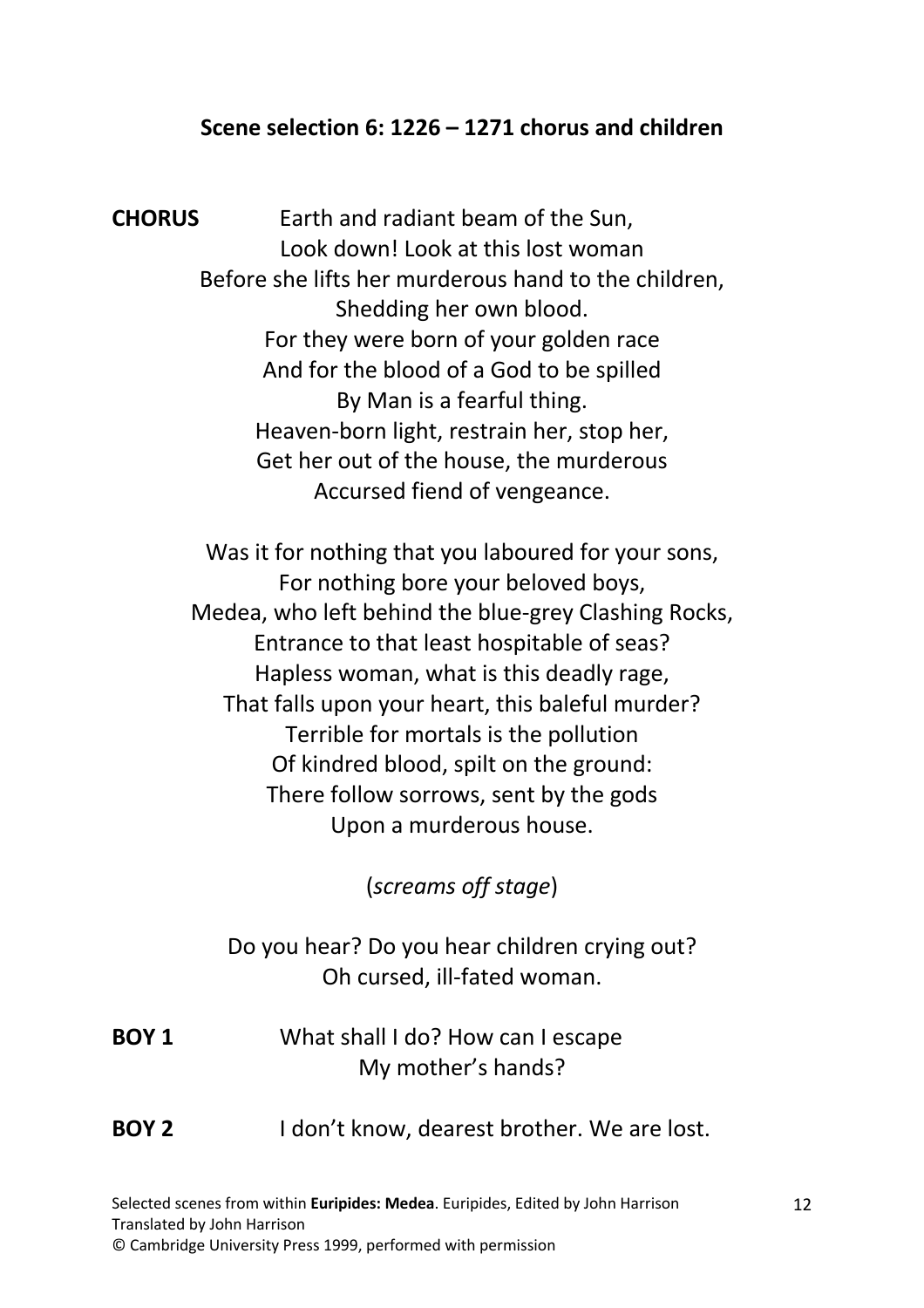**Scene selection 6: 1226 – 1271 chorus and children**

**CHORUS** Earth and radiant beam of the Sun,
Look down! Look at this lost woman
Before she lifts her murderous hand to the children,
Shedding her own blood.
For they were born of your golden race
And for the blood of a God to be spilled
By Man is a fearful thing.
Heaven-born light, restrain her, stop her,
Get her out of the house, the murderous
Accursed fiend of vengeance.

Was it for nothing that you laboured for your sons,
For nothing bore your beloved boys,
Medea, who left behind the blue-grey Clashing Rocks,
Entrance to that least hospitable of seas?
Hapless woman, what is this deadly rage,
That falls upon your heart, this baleful murder?
Terrible for mortals is the pollution
Of kindred blood, spilt on the ground:
There follow sorrows, sent by the gods
Upon a murderous house.

(*screams off stage*)

Do you hear? Do you hear children crying out?
Oh cursed, ill-fated woman.

**BOY 1** What shall I do? How can I escape
My mother's hands?

**BOY 2** I don't know, dearest brother. We are lost.

Selected scenes from within **Euripides: Medea**. Euripides, Edited by John Harrison
Translated by John Harrison
© Cambridge University Press 1999, performed with permission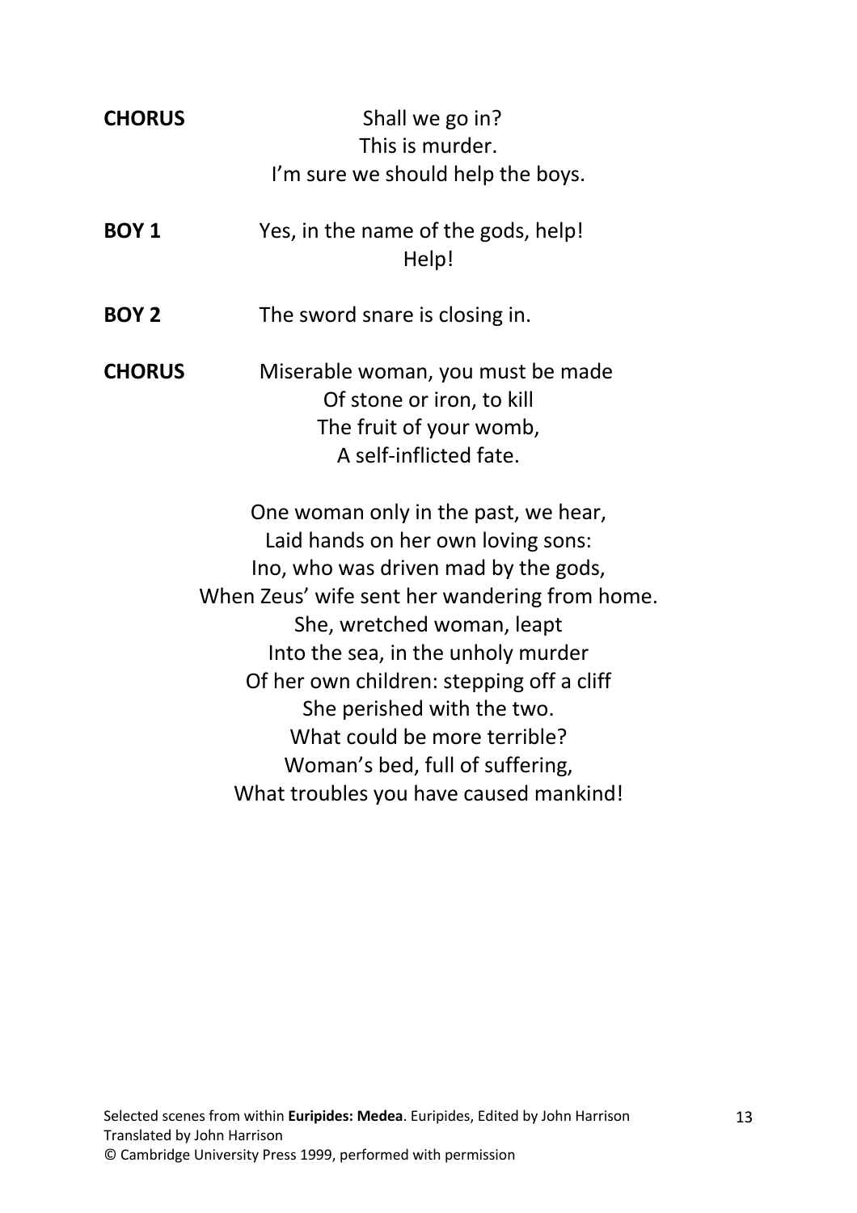**CHORUS** Shall we go in?
This is murder.
I'm sure we should help the boys.

**BOY 1** Yes, in the name of the gods, help!
Help!

**BOY 2** The sword snare is closing in.

**CHORUS** Miserable woman, you must be made
Of stone or iron, to kill
The fruit of your womb,
A self-inflicted fate.

One woman only in the past, we hear,
Laid hands on her own loving sons:
Ino, who was driven mad by the gods,
When Zeus' wife sent her wandering from home.
She, wretched woman, leapt
Into the sea, in the unholy murder
Of her own children: stepping off a cliff
She perished with the two.
What could be more terrible?
Woman's bed, full of suffering,
What troubles you have caused mankind!

Selected scenes from within **Euripides: Medea**. Euripides, Edited by John Harrison
Translated by John Harrison
© Cambridge University Press 1999, performed with permission